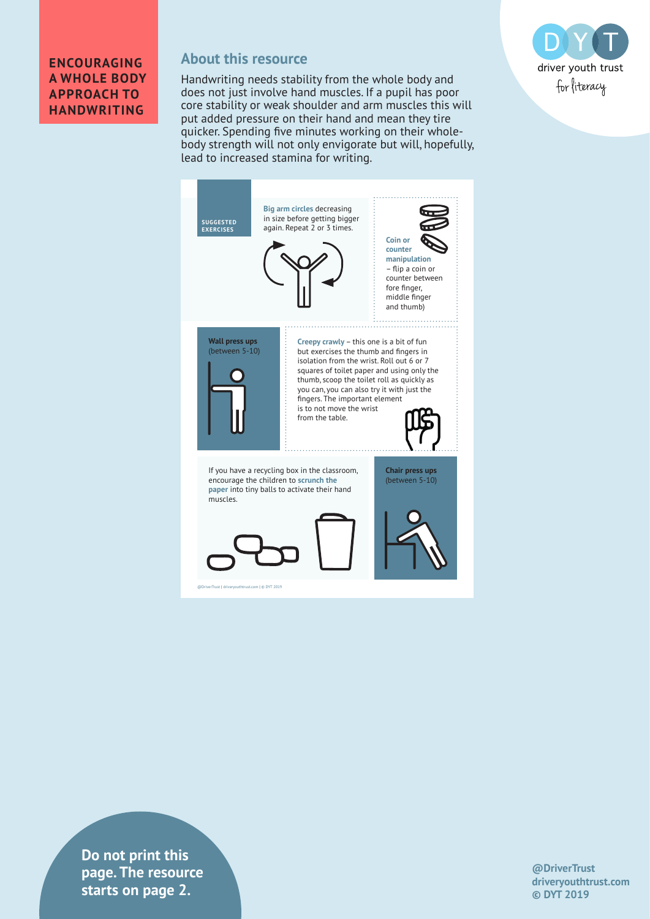# ENCOURAGING A WHOLE BODY APPROACH TO HANDWRITING

## About this resource

Handwriting needs stability from the whole body and does not just involve hand muscles. If a pupil has poor core stability or weak shoulder and arm muscles this will put added pressure on their hand and mean they tire quicker. Spending five minutes working on their whole-body strength will not only envigorate but will, hopefully, lead to increased stamina for writing.

### SUGGESTED EXERCISES

**Big arm circles** decreasing in size before getting bigger again. Repeat 2 or 3 times.

**Coin or counter manipulation** – flip a coin or counter between fore finger, middle finger and thumb)

**Wall press ups** (between 5-10)

**Creepy crawly** – this one is a bit of fun but exercises the thumb and fingers in isolation from the wrist. Roll out 6 or 7 squares of toilet paper and using only the thumb, scoop the toilet roll as quickly as you can, you can also try it with just the fingers. The important element is to not move the wrist from the table.

If you have a recycling box in the classroom, encourage the children to **scrunch the paper** into tiny balls to activate their hand muscles.

**Chair press ups** (between 5-10)

@DriverTrust | driveryouthtrust.com | © DYT 2019

**Do not print this page. The resource starts on page 2.**

**@DriverTrust**
**driveryouthtrust.com**
**© DYT 2019**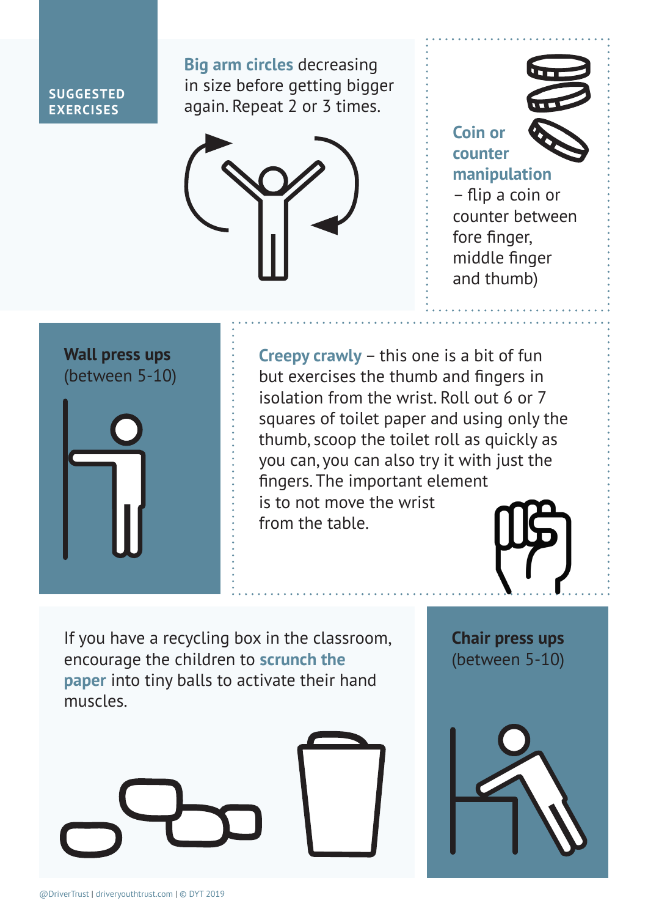## SUGGESTED EXERCISES

**Big arm circles** decreasing in size before getting bigger again. Repeat 2 or 3 times.

**Coin or counter manipulation** – flip a coin or counter between fore finger, middle finger and thumb)

**Wall press ups** (between 5-10)

**Creepy crawly** – this one is a bit of fun but exercises the thumb and fingers in isolation from the wrist. Roll out 6 or 7 squares of toilet paper and using only the thumb, scoop the toilet roll as quickly as you can, you can also try it with just the fingers. The important element is to not move the wrist from the table.

If you have a recycling box in the classroom, encourage the children to **scrunch the paper** into tiny balls to activate their hand muscles.

**Chair press ups** (between 5-10)

@DriverTrust | driveryouthtrust.com | © DYT 2019